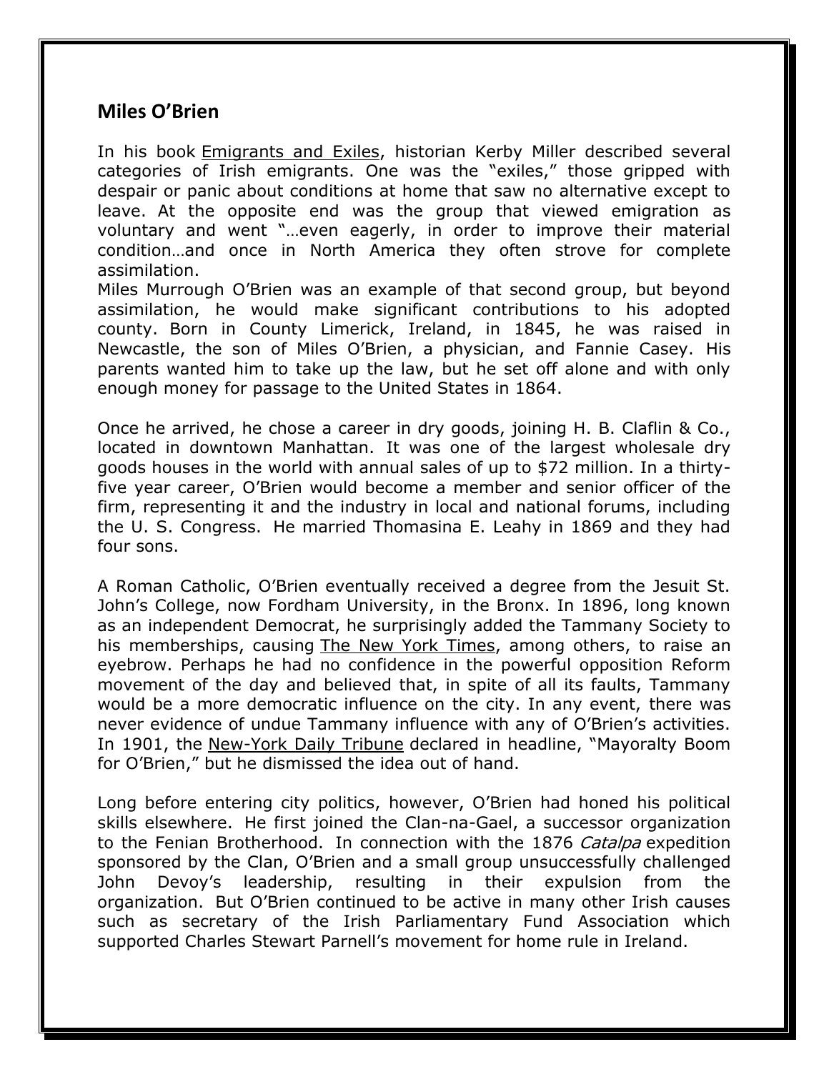## Miles O'Brien

In his book Emigrants and Exiles, historian Kerby Miller described several categories of Irish emigrants. One was the "exiles," those gripped with despair or panic about conditions at home that saw no alternative except to leave. At the opposite end was the group that viewed emigration as voluntary and went "…even eagerly, in order to improve their material condition…and once in North America they often strove for complete assimilation.

Miles Murrough O'Brien was an example of that second group, but beyond assimilation, he would make significant contributions to his adopted county. Born in County Limerick, Ireland, in 1845, he was raised in Newcastle, the son of Miles O'Brien, a physician, and Fannie Casey. His parents wanted him to take up the law, but he set off alone and with only enough money for passage to the United States in 1864.

Once he arrived, he chose a career in dry goods, joining H. B. Claflin & Co., located in downtown Manhattan. It was one of the largest wholesale dry goods houses in the world with annual sales of up to $72 million. In a thirty-five year career, O'Brien would become a member and senior officer of the firm, representing it and the industry in local and national forums, including the U. S. Congress. He married Thomasina E. Leahy in 1869 and they had four sons.

A Roman Catholic, O'Brien eventually received a degree from the Jesuit St. John's College, now Fordham University, in the Bronx. In 1896, long known as an independent Democrat, he surprisingly added the Tammany Society to his memberships, causing The New York Times, among others, to raise an eyebrow. Perhaps he had no confidence in the powerful opposition Reform movement of the day and believed that, in spite of all its faults, Tammany would be a more democratic influence on the city. In any event, there was never evidence of undue Tammany influence with any of O'Brien's activities. In 1901, the New-York Daily Tribune declared in headline, "Mayoralty Boom for O'Brien," but he dismissed the idea out of hand.

Long before entering city politics, however, O'Brien had honed his political skills elsewhere. He first joined the Clan-na-Gael, a successor organization to the Fenian Brotherhood. In connection with the 1876 *Catalpa* expedition sponsored by the Clan, O'Brien and a small group unsuccessfully challenged John Devoy's leadership, resulting in their expulsion from the organization. But O'Brien continued to be active in many other Irish causes such as secretary of the Irish Parliamentary Fund Association which supported Charles Stewart Parnell's movement for home rule in Ireland.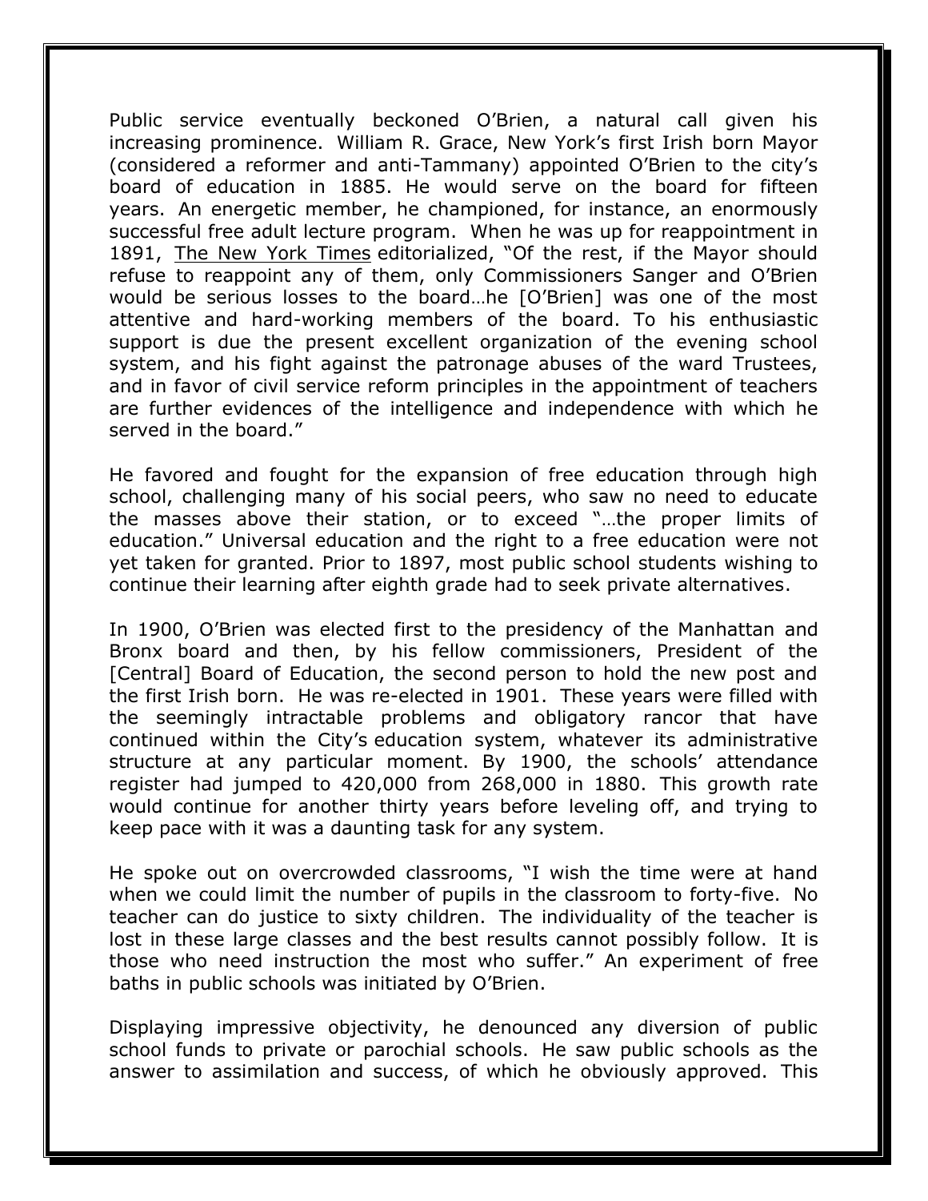Public service eventually beckoned O'Brien, a natural call given his increasing prominence. William R. Grace, New York's first Irish born Mayor (considered a reformer and anti-Tammany) appointed O'Brien to the city's board of education in 1885. He would serve on the board for fifteen years. An energetic member, he championed, for instance, an enormously successful free adult lecture program. When he was up for reappointment in 1891, The New York Times editorialized, "Of the rest, if the Mayor should refuse to reappoint any of them, only Commissioners Sanger and O'Brien would be serious losses to the board…he [O'Brien] was one of the most attentive and hard-working members of the board. To his enthusiastic support is due the present excellent organization of the evening school system, and his fight against the patronage abuses of the ward Trustees, and in favor of civil service reform principles in the appointment of teachers are further evidences of the intelligence and independence with which he served in the board."

He favored and fought for the expansion of free education through high school, challenging many of his social peers, who saw no need to educate the masses above their station, or to exceed "…the proper limits of education." Universal education and the right to a free education were not yet taken for granted. Prior to 1897, most public school students wishing to continue their learning after eighth grade had to seek private alternatives.

In 1900, O'Brien was elected first to the presidency of the Manhattan and Bronx board and then, by his fellow commissioners, President of the [Central] Board of Education, the second person to hold the new post and the first Irish born. He was re-elected in 1901. These years were filled with the seemingly intractable problems and obligatory rancor that have continued within the City's education system, whatever its administrative structure at any particular moment. By 1900, the schools' attendance register had jumped to 420,000 from 268,000 in 1880. This growth rate would continue for another thirty years before leveling off, and trying to keep pace with it was a daunting task for any system.

He spoke out on overcrowded classrooms, "I wish the time were at hand when we could limit the number of pupils in the classroom to forty-five. No teacher can do justice to sixty children. The individuality of the teacher is lost in these large classes and the best results cannot possibly follow. It is those who need instruction the most who suffer." An experiment of free baths in public schools was initiated by O'Brien.

Displaying impressive objectivity, he denounced any diversion of public school funds to private or parochial schools. He saw public schools as the answer to assimilation and success, of which he obviously approved. This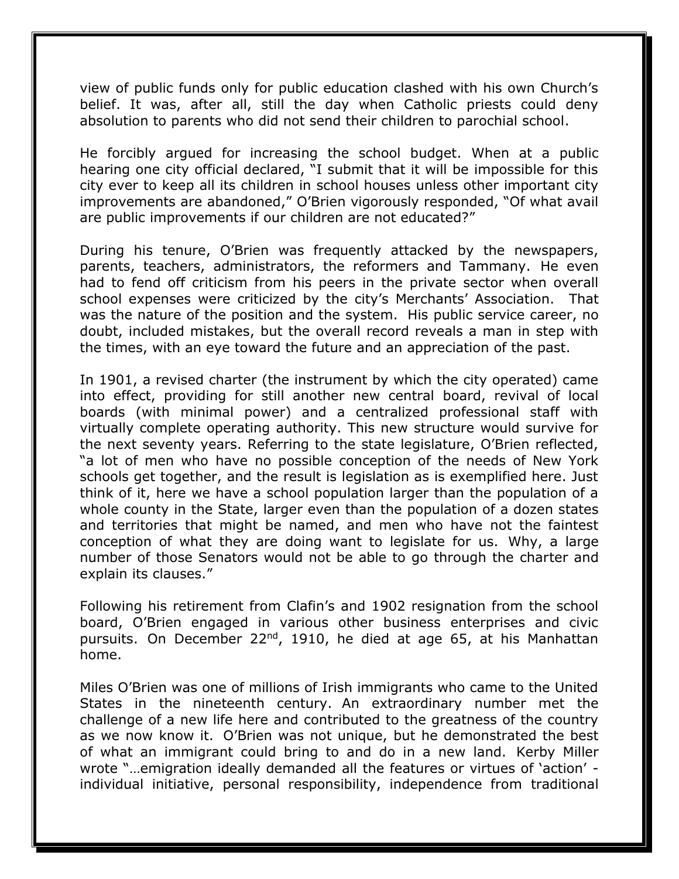view of public funds only for public education clashed with his own Church's belief. It was, after all, still the day when Catholic priests could deny absolution to parents who did not send their children to parochial school.

He forcibly argued for increasing the school budget. When at a public hearing one city official declared, "I submit that it will be impossible for this city ever to keep all its children in school houses unless other important city improvements are abandoned," O'Brien vigorously responded, "Of what avail are public improvements if our children are not educated?"

During his tenure, O'Brien was frequently attacked by the newspapers, parents, teachers, administrators, the reformers and Tammany. He even had to fend off criticism from his peers in the private sector when overall school expenses were criticized by the city's Merchants' Association. That was the nature of the position and the system. His public service career, no doubt, included mistakes, but the overall record reveals a man in step with the times, with an eye toward the future and an appreciation of the past.

In 1901, a revised charter (the instrument by which the city operated) came into effect, providing for still another new central board, revival of local boards (with minimal power) and a centralized professional staff with virtually complete operating authority. This new structure would survive for the next seventy years. Referring to the state legislature, O'Brien reflected, "a lot of men who have no possible conception of the needs of New York schools get together, and the result is legislation as is exemplified here. Just think of it, here we have a school population larger than the population of a whole county in the State, larger even than the population of a dozen states and territories that might be named, and men who have not the faintest conception of what they are doing want to legislate for us. Why, a large number of those Senators would not be able to go through the charter and explain its clauses."

Following his retirement from Clafin's and 1902 resignation from the school board, O'Brien engaged in various other business enterprises and civic pursuits. On December 22nd, 1910, he died at age 65, at his Manhattan home.

Miles O'Brien was one of millions of Irish immigrants who came to the United States in the nineteenth century. An extraordinary number met the challenge of a new life here and contributed to the greatness of the country as we now know it. O'Brien was not unique, but he demonstrated the best of what an immigrant could bring to and do in a new land. Kerby Miller wrote "…emigration ideally demanded all the features or virtues of 'action' - individual initiative, personal responsibility, independence from traditional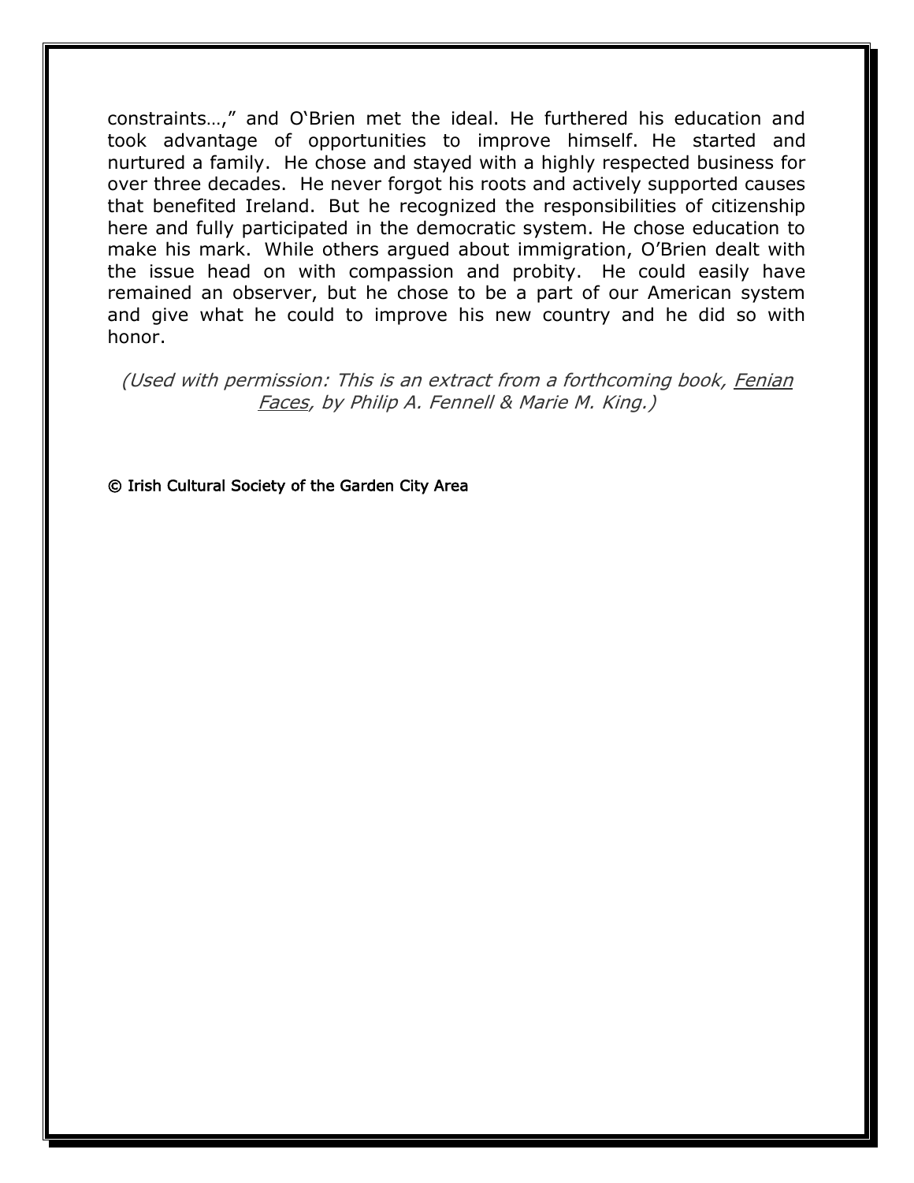constraints…," and O'Brien met the ideal. He furthered his education and took advantage of opportunities to improve himself. He started and nurtured a family. He chose and stayed with a highly respected business for over three decades. He never forgot his roots and actively supported causes that benefited Ireland. But he recognized the responsibilities of citizenship here and fully participated in the democratic system. He chose education to make his mark. While others argued about immigration, O'Brien dealt with the issue head on with compassion and probity. He could easily have remained an observer, but he chose to be a part of our American system and give what he could to improve his new country and he did so with honor.

*(Used with permission: This is an extract from a forthcoming book, Fenian Faces, by Philip A. Fennell & Marie M. King.)*

© Irish Cultural Society of the Garden City Area